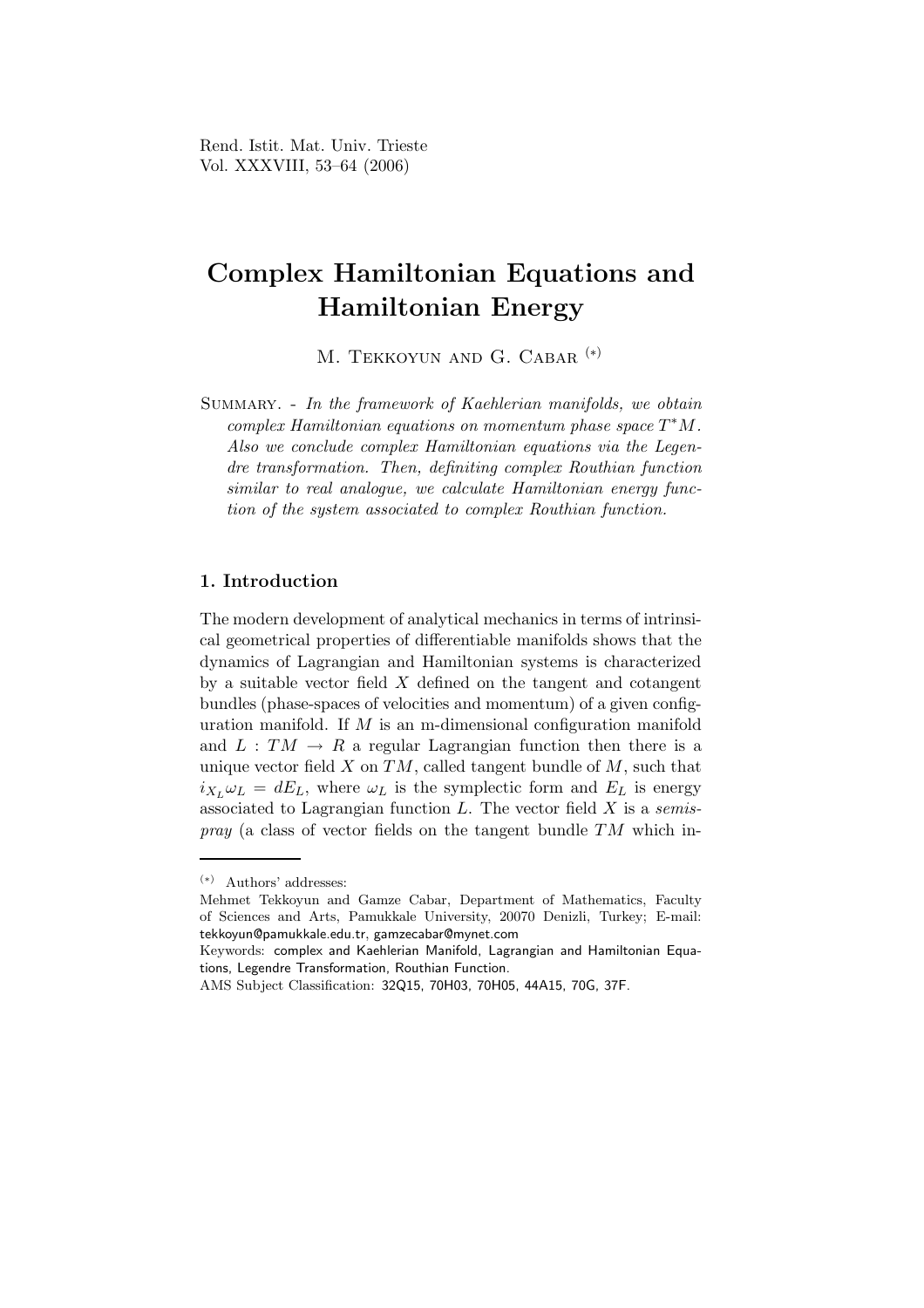# Complex Hamiltonian Equations and Hamiltonian Energy

M. Tekkoyun and G. Cabar [(*)]

Summary. - *In the framework of Kaehlerian manifolds, we obtain complex Hamiltonian equations on momentum phase space $T^*M$. Also we conclude complex Hamiltonian equations via the Legendre transformation. Then, definiting complex Routhian function similar to real analogue, we calculate Hamiltonian energy function of the system associated to complex Routhian function.*

## 1. Introduction

The modern development of analytical mechanics in terms of intrinsical geometrical properties of differentiable manifolds shows that the dynamics of Lagrangian and Hamiltonian systems is characterized by a suitable vector field $X$ defined on the tangent and cotangent bundles (phase-spaces of velocities and momentum) of a given configuration manifold. If $M$ is an m-dimensional configuration manifold and $L : TM \to R$ a regular Lagrangian function then there is a unique vector field $X$ on $TM$, called tangent bundle of $M$, such that $i_{X_L}\omega_L = dE_L$, where $\omega_L$ is the symplectic form and $E_L$ is energy associated to Lagrangian function $L$. The vector field $X$ is a *semispray* (a class of vector fields on the tangent bundle $TM$ which in-

---

[(*)] Authors' addresses:
Mehmet Tekkoyun and Gamze Cabar, Department of Mathematics, Faculty of Sciences and Arts, Pamukkale University, 20070 Denizli, Turkey; E-mail: tekkoyun@pamukkale.edu.tr, gamzecabar@mynet.com

Keywords: complex and Kaehlerian Manifold, Lagrangian and Hamiltonian Equations, Legendre Transformation, Routhian Function.

AMS Subject Classification: 32Q15, 70H03, 70H05, 44A15, 70G, 37F.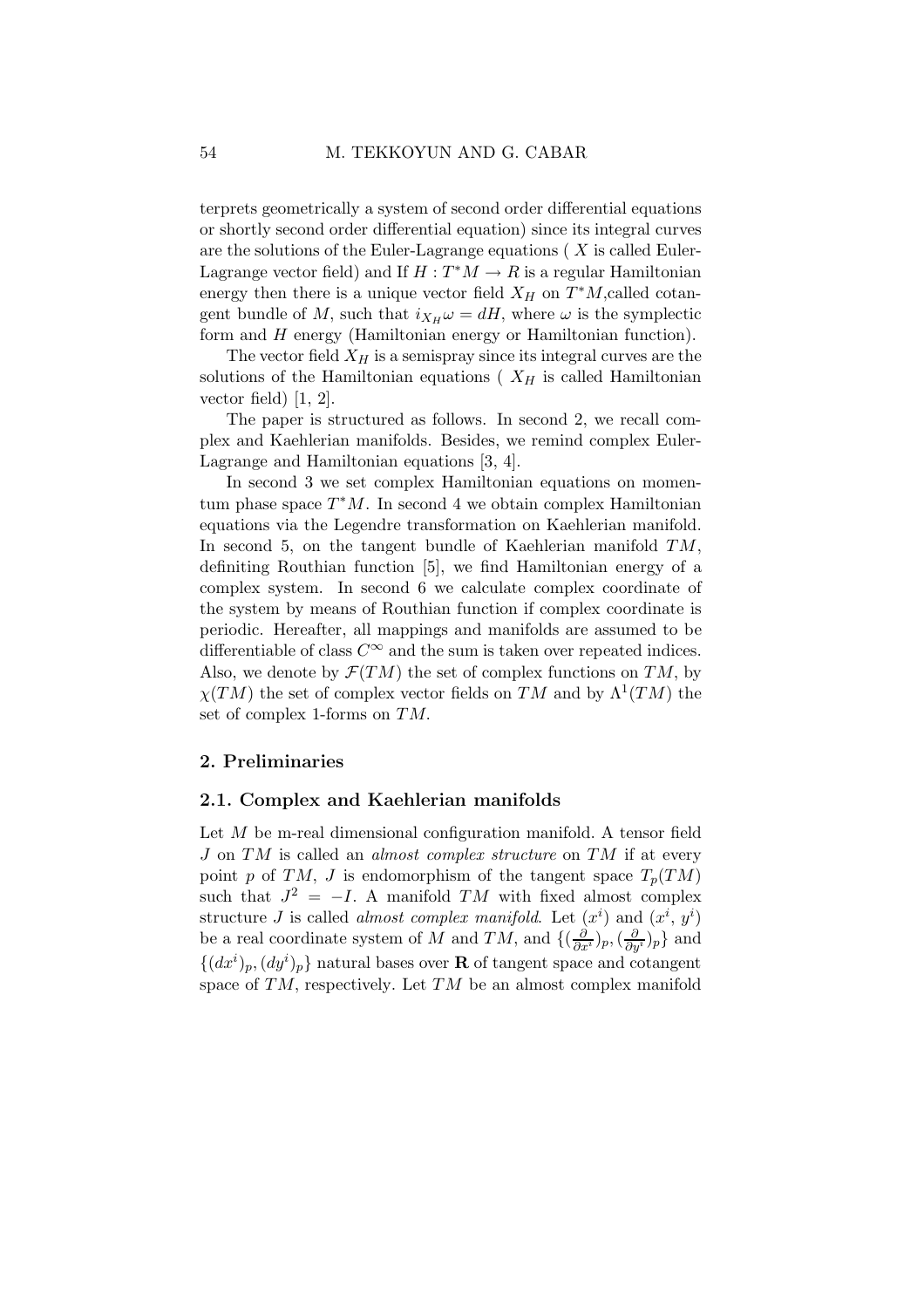terprets geometrically a system of second order differential equations or shortly second order differential equation) since its integral curves are the solutions of the Euler-Lagrange equations ( $X$ is called Euler-Lagrange vector field) and If $H : T^*M \to R$ is a regular Hamiltonian energy then there is a unique vector field $X_H$ on $T^*M$,called cotangent bundle of $M$, such that $i_{X_H}\omega = dH$, where $\omega$ is the symplectic form and $H$ energy (Hamiltonian energy or Hamiltonian function).

The vector field $X_H$ is a semispray since its integral curves are the solutions of the Hamiltonian equations ( $X_H$ is called Hamiltonian vector field) [1, 2].

The paper is structured as follows. In second 2, we recall complex and Kaehlerian manifolds. Besides, we remind complex Euler-Lagrange and Hamiltonian equations [3, 4].

In second 3 we set complex Hamiltonian equations on momentum phase space $T^*M$. In second 4 we obtain complex Hamiltonian equations via the Legendre transformation on Kaehlerian manifold. In second 5, on the tangent bundle of Kaehlerian manifold $TM$, definiting Routhian function [5], we find Hamiltonian energy of a complex system. In second 6 we calculate complex coordinate of the system by means of Routhian function if complex coordinate is periodic. Hereafter, all mappings and manifolds are assumed to be differentiable of class $C^\infty$ and the sum is taken over repeated indices. Also, we denote by $\mathcal{F}(TM)$ the set of complex functions on $TM$, by $\chi(TM)$ the set of complex vector fields on $TM$ and by $\Lambda^1(TM)$ the set of complex 1-forms on $TM$.

## 2. Preliminaries

### 2.1. Complex and Kaehlerian manifolds

Let $M$ be m-real dimensional configuration manifold. A tensor field $J$ on $TM$ is called an *almost complex structure* on $TM$ if at every point $p$ of $TM$, $J$ is endomorphism of the tangent space $T_p(TM)$ such that $J^2 = -I$. A manifold $TM$ with fixed almost complex structure $J$ is called *almost complex manifold*. Let $(x^i)$ and $(x^i,\, y^i)$ be a real coordinate system of $M$ and $TM$, and $\{(\frac{\partial}{\partial x^i})_p, (\frac{\partial}{\partial y^i})_p\}$ and $\{(dx^i)_p, (dy^i)_p\}$ natural bases over $\mathbf{R}$ of tangent space and cotangent space of $TM$, respectively. Let $TM$ be an almost complex manifold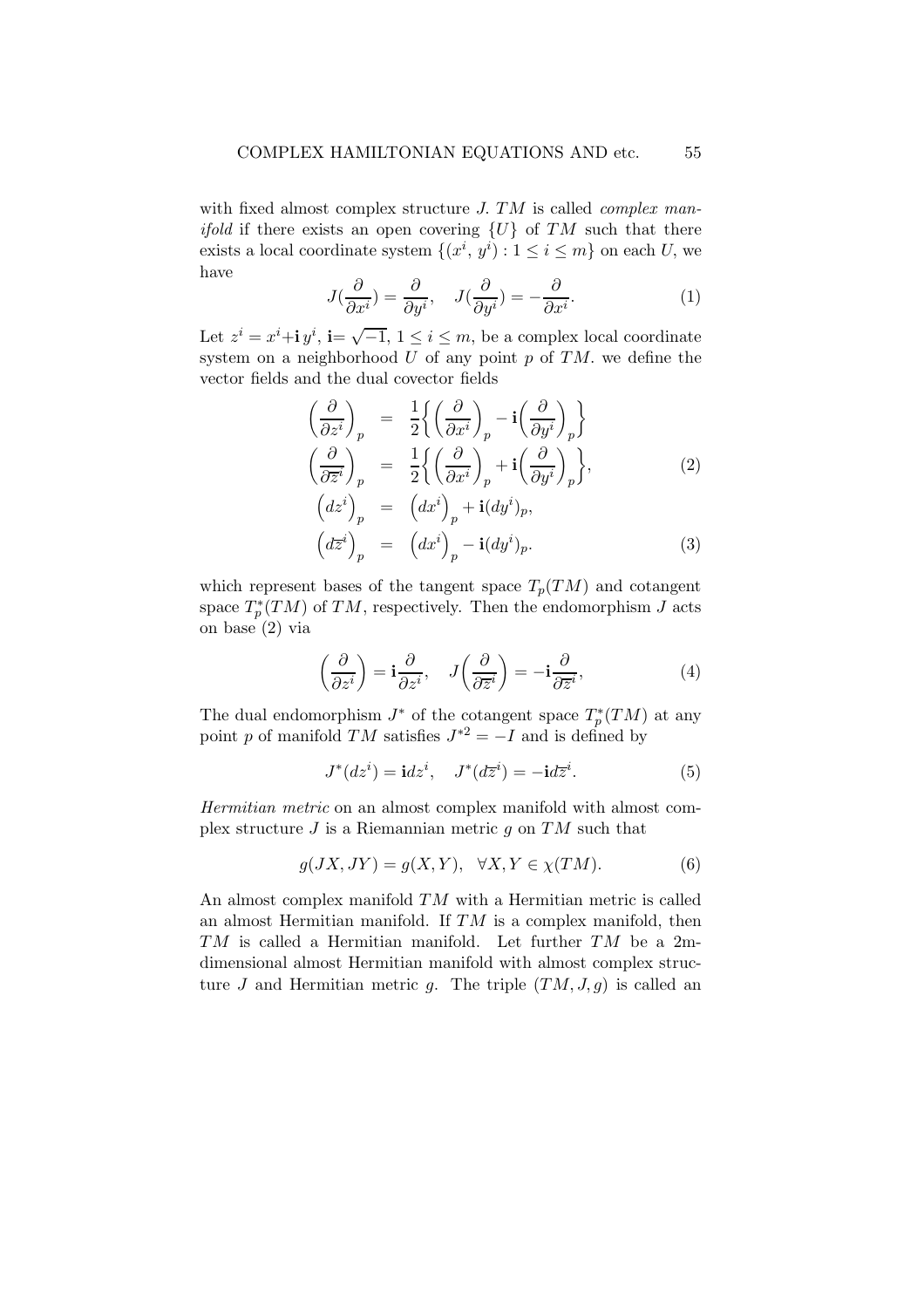with fixed almost complex structure $J$. $TM$ is called *complex manifold* if there exists an open covering $\{U\}$ of $TM$ such that there exists a local coordinate system $\{(x^i, y^i) : 1 \leq i \leq m\}$ on each $U$, we have

$$J(\frac{\partial}{\partial x^i}) = \frac{\partial}{\partial y^i}, \quad J(\frac{\partial}{\partial y^i}) = -\frac{\partial}{\partial x^i}. \tag{1}$$

Let $z^i = x^i + \mathbf{i}\, y^i$, $\mathbf{i} = \sqrt{-1}$, $1 \leq i \leq m$, be a complex local coordinate system on a neighborhood $U$ of any point $p$ of $TM$. we define the vector fields and the dual covector fields

$$\begin{aligned} \left(\frac{\partial}{\partial z^i}\right)_p &= \frac{1}{2}\left\{\left(\frac{\partial}{\partial x^i}\right)_p - \mathbf{i}\left(\frac{\partial}{\partial y^i}\right)_p\right\} \\ \left(\frac{\partial}{\partial \overline{z}^i}\right)_p &= \frac{1}{2}\left\{\left(\frac{\partial}{\partial x^i}\right)_p + \mathbf{i}\left(\frac{\partial}{\partial y^i}\right)_p\right\}, \end{aligned} \tag{2}$$

$$\begin{aligned} \left(dz^i\right)_p &= \left(dx^i\right)_p + \mathbf{i}(dy^i)_p, \\ \left(d\overline{z}^i\right)_p &= \left(dx^i\right)_p - \mathbf{i}(dy^i)_p. \end{aligned} \tag{3}$$

which represent bases of the tangent space $T_p(TM)$ and cotangent space $T_p^*(TM)$ of $TM$, respectively. Then the endomorphism $J$ acts on base (2) via

$$\left(\frac{\partial}{\partial z^i}\right) = \mathbf{i}\frac{\partial}{\partial z^i}, \quad J\left(\frac{\partial}{\partial \overline{z}^i}\right) = -\mathbf{i}\frac{\partial}{\partial \overline{z}^i}, \tag{4}$$

The dual endomorphism $J^*$ of the cotangent space $T_p^*(TM)$ at any point $p$ of manifold $TM$ satisfies $J^{*2} = -I$ and is defined by

$$J^*(dz^i) = \mathbf{i}dz^i, \quad J^*(d\overline{z}^i) = -\mathbf{i}d\overline{z}^i. \tag{5}$$

*Hermitian metric* on an almost complex manifold with almost complex structure $J$ is a Riemannian metric $g$ on $TM$ such that

$$g(JX, JY) = g(X, Y), \quad \forall X, Y \in \chi(TM). \tag{6}$$

An almost complex manifold $TM$ with a Hermitian metric is called an almost Hermitian manifold. If $TM$ is a complex manifold, then $TM$ is called a Hermitian manifold. Let further $TM$ be a 2m-dimensional almost Hermitian manifold with almost complex structure $J$ and Hermitian metric $g$. The triple $(TM, J, g)$ is called an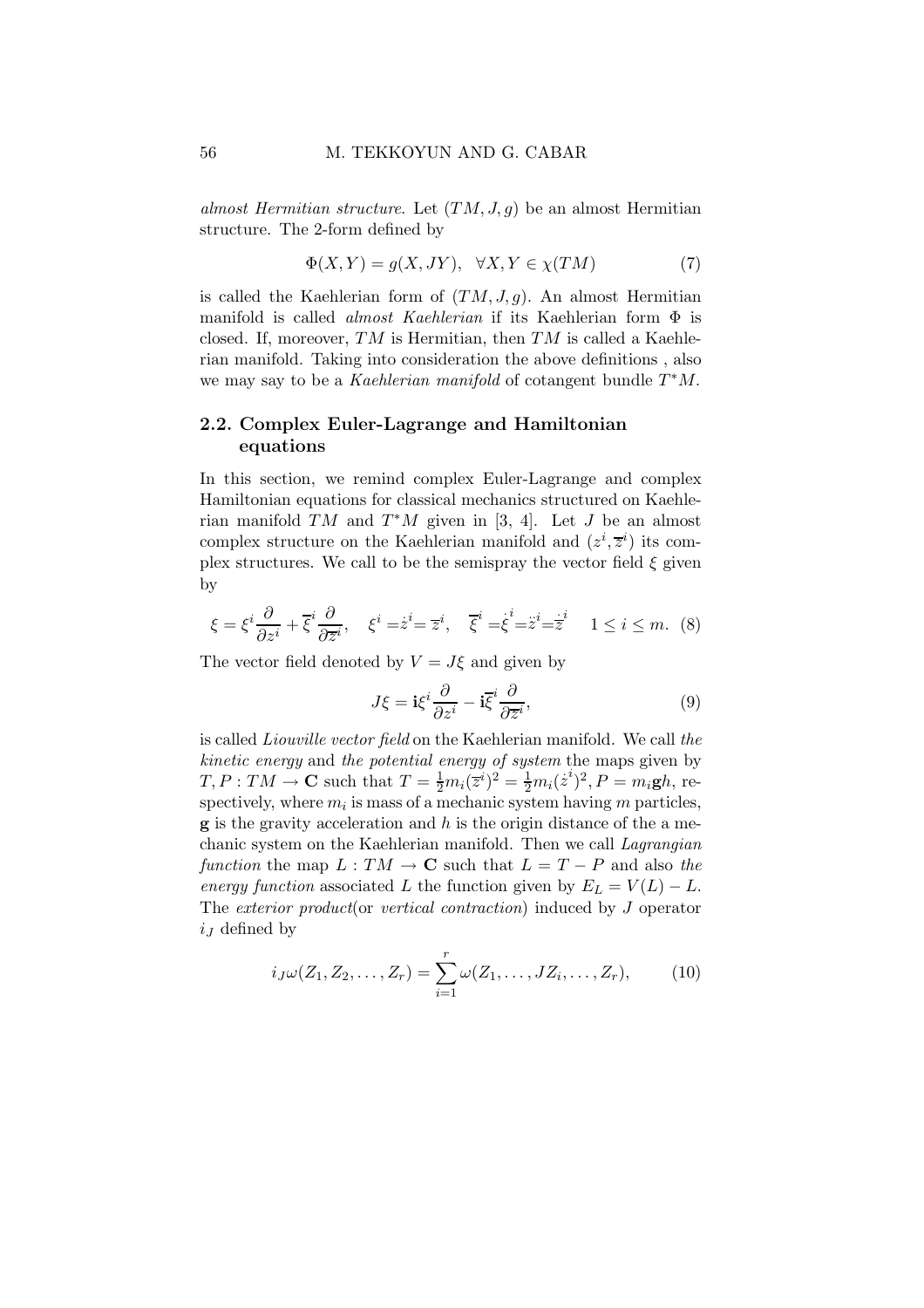*almost Hermitian structure*. Let $(TM, J, g)$ be an almost Hermitian structure. The 2-form defined by

$$\Phi(X, Y) = g(X, JY), \quad \forall X, Y \in \chi(TM) \tag{7}$$

is called the Kaehlerian form of $(TM, J, g)$. An almost Hermitian manifold is called *almost Kaehlerian* if its Kaehlerian form $\Phi$ is closed. If, moreover, $TM$ is Hermitian, then $TM$ is called a Kaehlerian manifold. Taking into consideration the above definitions , also we may say to be a *Kaehlerian manifold* of cotangent bundle $T^*M$.

### 2.2. Complex Euler-Lagrange and Hamiltonian equations

In this section, we remind complex Euler-Lagrange and complex Hamiltonian equations for classical mechanics structured on Kaehlerian manifold $TM$ and $T^*M$ given in [3, 4]. Let $J$ be an almost complex structure on the Kaehlerian manifold and $(z^i, \overline{z}^i)$ its complex structures. We call to be the semispray the vector field $\xi$ given by

$$\xi = \xi^i \frac{\partial}{\partial z^i} + \overline{\xi}^i \frac{\partial}{\partial \overline{z}^i}, \quad \xi^i = \dot{z}^i = \overline{z}^i, \quad \overline{\xi}^i = \dot{\xi}^i = \ddot{z}^i = \dot{\overline{z}}^i \quad 1 \leq i \leq m. \tag{8}$$

The vector field denoted by $V = J\xi$ and given by

$$J\xi = \mathbf{i}\xi^i \frac{\partial}{\partial z^i} - \mathbf{i}\overline{\xi}^i \frac{\partial}{\partial \overline{z}^i}, \tag{9}$$

is called *Liouville vector field* on the Kaehlerian manifold. We call *the kinetic energy* and *the potential energy of system* the maps given by $T, P : TM \to \mathbf{C}$ such that $T = \frac{1}{2}m_i(\overline{z}^i)^2 = \frac{1}{2}m_i(\dot{z}^i)^2, P = m_i\mathbf{g}h$, respectively, where $m_i$ is mass of a mechanic system having $m$ particles, $\mathbf{g}$ is the gravity acceleration and $h$ is the origin distance of the a mechanic system on the Kaehlerian manifold. Then we call *Lagrangian function* the map $L : TM \to \mathbf{C}$ such that $L = T - P$ and also *the energy function* associated $L$ the function given by $E_L = V(L) - L$. The *exterior product*(or *vertical contraction*) induced by $J$ operator $i_J$ defined by

$$i_J\omega(Z_1, Z_2, \ldots, Z_r) = \sum_{i=1}^{r} \omega(Z_1, \ldots, JZ_i, \ldots, Z_r), \tag{10}$$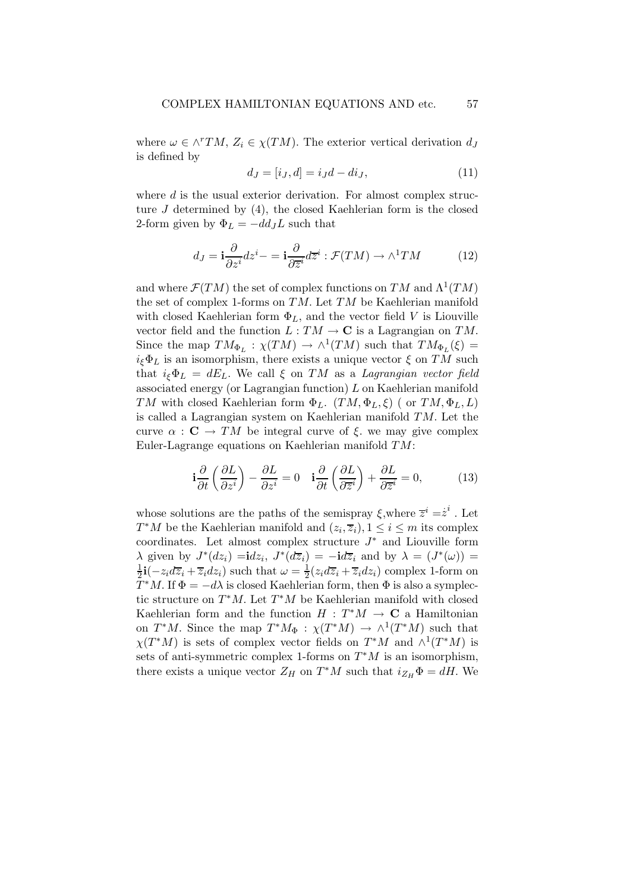where $\omega \in \wedge^r TM$, $Z_i \in \chi(TM)$. The exterior vertical derivation $d_J$ is defined by

$$d_J = [i_J, d] = i_J d - d i_J, \tag{11}$$

where $d$ is the usual exterior derivation. For almost complex structure $J$ determined by (4), the closed Kaehlerian form is the closed 2-form given by $\Phi_L = -dd_J L$ such that

$$d_J = \mathbf{i}\frac{\partial}{\partial z^i}dz^i - = \mathbf{i}\frac{\partial}{\partial \overline{z}^i}d\overline{z}^i : \mathcal{F}(TM) \to \wedge^1 TM \tag{12}$$

and where $\mathcal{F}(TM)$ the set of complex functions on $TM$ and $\Lambda^1(TM)$ the set of complex 1-forms on $TM$. Let $TM$ be Kaehlerian manifold with closed Kaehlerian form $\Phi_L$, and the vector field $V$ is Liouville vector field and the function $L : TM \to \mathbf{C}$ is a Lagrangian on $TM$. Since the map $TM_{\Phi_L} : \chi(TM) \to \wedge^1(TM)$ such that $TM_{\Phi_L}(\xi) = i_\xi \Phi_L$ is an isomorphism, there exists a unique vector $\xi$ on $TM$ such that $i_\xi \Phi_L = dE_L$. We call $\xi$ on $TM$ as a *Lagrangian vector field* associated energy (or Lagrangian function) $L$ on Kaehlerian manifold $TM$ with closed Kaehlerian form $\Phi_L$. $(TM, \Phi_L, \xi)$ ( or $TM, \Phi_L, L)$ is called a Lagrangian system on Kaehlerian manifold $TM$. Let the curve $\alpha : \mathbf{C} \to TM$ be integral curve of $\xi$. we may give complex Euler-Lagrange equations on Kaehlerian manifold $TM$:

$$\mathbf{i}\frac{\partial}{\partial t}\left(\frac{\partial L}{\partial z^i}\right) - \frac{\partial L}{\partial z^i} = 0 \quad \mathbf{i}\frac{\partial}{\partial t}\left(\frac{\partial L}{\partial \overline{z}^i}\right) + \frac{\partial L}{\partial \overline{z}^i} = 0, \tag{13}$$

whose solutions are the paths of the semispray $\xi$,where $\overline{z}^i = \dot{z}^i$ . Let $T^*M$ be the Kaehlerian manifold and $(z_i, \overline{z}_i), 1 \leq i \leq m$ its complex coordinates. Let almost complex structure $J^*$ and Liouville form $\lambda$ given by $J^*(dz_i) = \mathbf{i}dz_i$, $J^*(d\overline{z}_i) = -\mathbf{i}d\overline{z}_i$ and by $\lambda = (J^*(\omega)) = \frac{1}{2}\mathbf{i}(-z_i d\overline{z}_i + \overline{z}_i dz_i)$ such that $\omega = \frac{1}{2}(z_i d\overline{z}_i + \overline{z}_i dz_i)$ complex 1-form on $T^*M$. If $\Phi = -d\lambda$ is closed Kaehlerian form, then $\Phi$ is also a symplectic structure on $T^*M$. Let $T^*M$ be Kaehlerian manifold with closed Kaehlerian form and the function $H : T^*M \to \mathbf{C}$ a Hamiltonian on $T^*M$. Since the map $T^*M_\Phi : \chi(T^*M) \to \wedge^1(T^*M)$ such that $\chi(T^*M)$ is sets of complex vector fields on $T^*M$ and $\wedge^1(T^*M)$ is sets of anti-symmetric complex 1-forms on $T^*M$ is an isomorphism, there exists a unique vector $Z_H$ on $T^*M$ such that $i_{Z_H}\Phi = dH$. We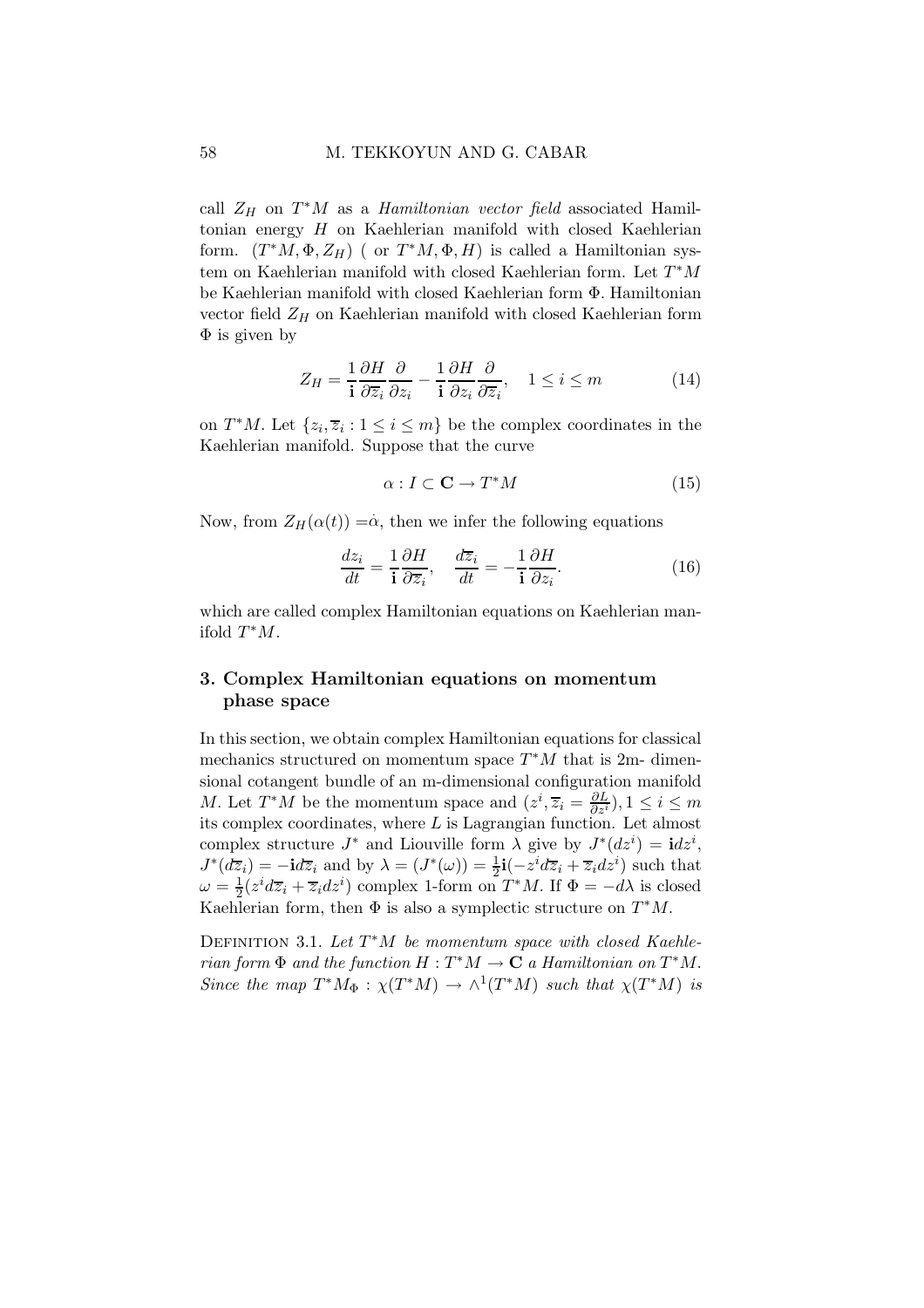call $Z_H$ on $T^*M$ as a *Hamiltonian vector field* associated Hamiltonian energy $H$ on Kaehlerian manifold with closed Kaehlerian form. $(T^*M, \Phi, Z_H)$ ( or $T^*M, \Phi, H$) is called a Hamiltonian system on Kaehlerian manifold with closed Kaehlerian form. Let $T^*M$ be Kaehlerian manifold with closed Kaehlerian form $\Phi$. Hamiltonian vector field $Z_H$ on Kaehlerian manifold with closed Kaehlerian form $\Phi$ is given by

$$Z_H = \frac{1}{\mathbf{i}} \frac{\partial H}{\partial \overline{z}_i} \frac{\partial}{\partial z_i} - \frac{1}{\mathbf{i}} \frac{\partial H}{\partial z_i} \frac{\partial}{\partial \overline{z}_i}, \quad 1 \leq i \leq m \tag{14}$$

on $T^*M$. Let $\{z_i, \overline{z}_i : 1 \leq i \leq m\}$ be the complex coordinates in the Kaehlerian manifold. Suppose that the curve

$$\alpha : I \subset \mathbf{C} \to T^*M \tag{15}$$

Now, from $Z_H(\alpha(t)) = \dot{\alpha}$, then we infer the following equations

$$\frac{dz_i}{dt} = \frac{1}{\mathbf{i}} \frac{\partial H}{\partial \overline{z}_i}, \quad \frac{d\overline{z}_i}{dt} = -\frac{1}{\mathbf{i}} \frac{\partial H}{\partial z_i}. \tag{16}$$

which are called complex Hamiltonian equations on Kaehlerian manifold $T^*M$.

## 3. Complex Hamiltonian equations on momentum phase space

In this section, we obtain complex Hamiltonian equations for classical mechanics structured on momentum space $T^*M$ that is 2m- dimensional cotangent bundle of an m-dimensional configuration manifold $M$. Let $T^*M$ be the momentum space and $(z^i, \overline{z}_i = \frac{\partial L}{\partial z^i}), 1 \leq i \leq m$ its complex coordinates, where $L$ is Lagrangian function. Let almost complex structure $J^*$ and Liouville form $\lambda$ give by $J^*(dz^i) = \mathbf{i}dz^i$, $J^*(d\overline{z}_i) = -\mathbf{i}d\overline{z}_i$ and by $\lambda = (J^*(\omega)) = \frac{1}{2}\mathbf{i}(-z^i d\overline{z}_i + \overline{z}_i dz^i)$ such that $\omega = \frac{1}{2}(z^i d\overline{z}_i + \overline{z}_i dz^i)$ complex 1-form on $T^*M$. If $\Phi = -d\lambda$ is closed Kaehlerian form, then $\Phi$ is also a symplectic structure on $T^*M$.

Definition 3.1. *Let $T^*M$ be momentum space with closed Kaehlerian form $\Phi$ and the function $H : T^*M \to \mathbf{C}$ a Hamiltonian on $T^*M$. Since the map $T^*M_\Phi : \chi(T^*M) \to \wedge^1(T^*M)$ such that $\chi(T^*M)$ is*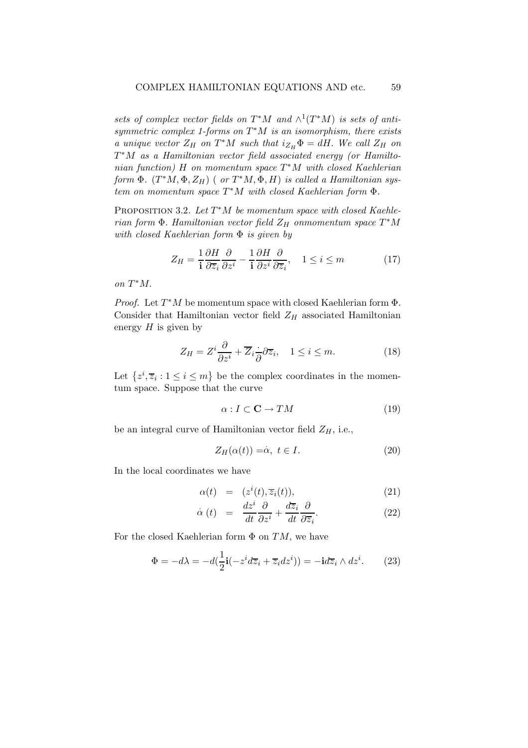*sets of complex vector fields on $T^*M$ and $\wedge^1(T^*M)$ is sets of anti-symmetric complex 1-forms on $T^*M$ is an isomorphism, there exists a unique vector $Z_H$ on $T^*M$ such that $i_{Z_H}\Phi = dH$. We call $Z_H$ on $T^*M$ as a Hamiltonian vector field associated energy (or Hamiltonian function) $H$ on momentum space $T^*M$ with closed Kaehlerian form $\Phi$. $(T^*M, \Phi, Z_H)$ ( or $T^*M, \Phi, H$) is called a Hamiltonian system on momentum space $T^*M$ with closed Kaehlerian form $\Phi$.*

PROPOSITION 3.2. *Let $T^*M$ be momentum space with closed Kaehlerian form $\Phi$. Hamiltonian vector field $Z_H$ onmomentum space $T^*M$ with closed Kaehlerian form $\Phi$ is given by*

$$Z_H = \frac{1}{\mathbf{i}}\frac{\partial H}{\partial \overline{z}_i}\frac{\partial}{\partial z^i} - \frac{1}{\mathbf{i}}\frac{\partial H}{\partial z^i}\frac{\partial}{\partial \overline{z}_i}, \quad 1 \le i \le m \tag{17}$$

*on $T^*M$.*

*Proof.* Let $T^*M$ be momentum space with closed Kaehlerian form $\Phi$. Consider that Hamiltonian vector field $Z_H$ associated Hamiltonian energy $H$ is given by

$$Z_H = Z^i\frac{\partial}{\partial z^i} + \overline{Z}_i\frac{\cdot}{\partial}\partial\overline{z}_i, \quad 1 \le i \le m. \tag{18}$$

Let $\{z^i, \overline{z}_i : 1 \le i \le m\}$ be the complex coordinates in the momentum space. Suppose that the curve

$$\alpha : I \subset \mathbf{C} \to TM \tag{19}$$

be an integral curve of Hamiltonian vector field $Z_H$, i.e.,

$$Z_H(\alpha(t)) = \dot{\alpha}, \ t \in I. \tag{20}$$

In the local coordinates we have

$$\alpha(t) = (z^i(t), \overline{z}_i(t)), \tag{21}$$

$$\dot{\alpha}\,(t) = \frac{dz^i}{dt}\frac{\partial}{\partial z^i} + \frac{d\overline{z}_i}{dt}\frac{\partial}{\partial \overline{z}_i}. \tag{22}$$

For the closed Kaehlerian form $\Phi$ on $TM$, we have

$$\Phi = -d\lambda = -d(\frac{1}{2}\mathbf{i}(-z^i d\overline{z}_i + \overline{z}_i dz^i)) = -\mathbf{i}d\overline{z}_i \wedge dz^i. \tag{23}$$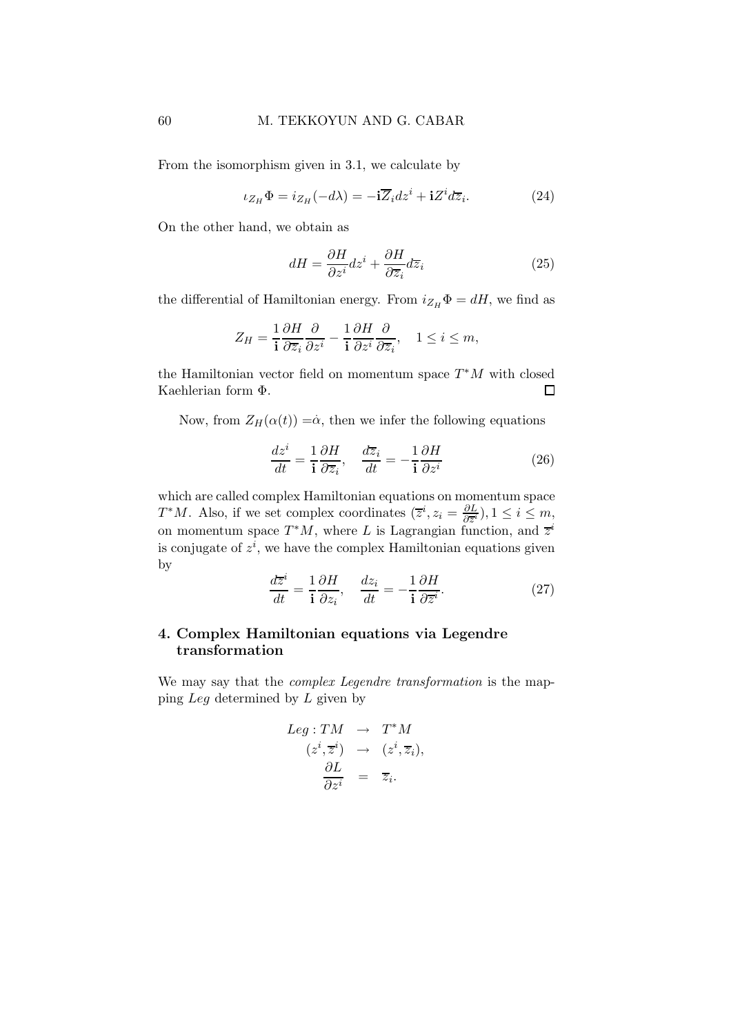From the isomorphism given in 3.1, we calculate by

$$\iota_{Z_H}\Phi = i_{Z_H}(-d\lambda) = -\mathbf{i}\overline{Z}_i dz^i + \mathbf{i}Z^i d\overline{z}_i. \tag{24}$$

On the other hand, we obtain as

$$dH = \frac{\partial H}{\partial z^i}dz^i + \frac{\partial H}{\partial \overline{z}_i}d\overline{z}_i \tag{25}$$

the differential of Hamiltonian energy. From $i_{Z_H}\Phi = dH$, we find as

$$Z_H = \frac{1}{\mathbf{i}}\frac{\partial H}{\partial \overline{z}_i}\frac{\partial}{\partial z^i} - \frac{1}{\mathbf{i}}\frac{\partial H}{\partial z^i}\frac{\partial}{\partial \overline{z}_i}, \quad 1 \leq i \leq m,$$

the Hamiltonian vector field on momentum space $T^*M$ with closed Kaehlerian form $\Phi$. □

Now, from $Z_H(\alpha(t)) = \dot{\alpha}$, then we infer the following equations

$$\frac{dz^i}{dt} = \frac{1}{\mathbf{i}}\frac{\partial H}{\partial \overline{z}_i}, \quad \frac{d\overline{z}_i}{dt} = -\frac{1}{\mathbf{i}}\frac{\partial H}{\partial z^i} \tag{26}$$

which are called complex Hamiltonian equations on momentum space $T^*M$. Also, if we set complex coordinates $(\overline{z}^i, z_i = \frac{\partial L}{\partial \overline{z}^i}), 1 \leq i \leq m$, on momentum space $T^*M$, where $L$ is Lagrangian function, and $\overline{z}^i$ is conjugate of $z^i$, we have the complex Hamiltonian equations given by

$$\frac{d\overline{z}^i}{dt} = \frac{1}{\mathbf{i}}\frac{\partial H}{\partial z_i}, \quad \frac{dz_i}{dt} = -\frac{1}{\mathbf{i}}\frac{\partial H}{\partial \overline{z}^i}. \tag{27}$$

## 4. Complex Hamiltonian equations via Legendre transformation

We may say that the *complex Legendre transformation* is the mapping $Leg$ determined by $L$ given by

$$\begin{array}{rcl} Leg : TM & \rightarrow & T^*M \\ (z^i, \overline{z}^i) & \rightarrow & (z^i, \overline{z}_i), \\ \dfrac{\partial L}{\partial z^i} & = & \overline{z}_i. \end{array}$$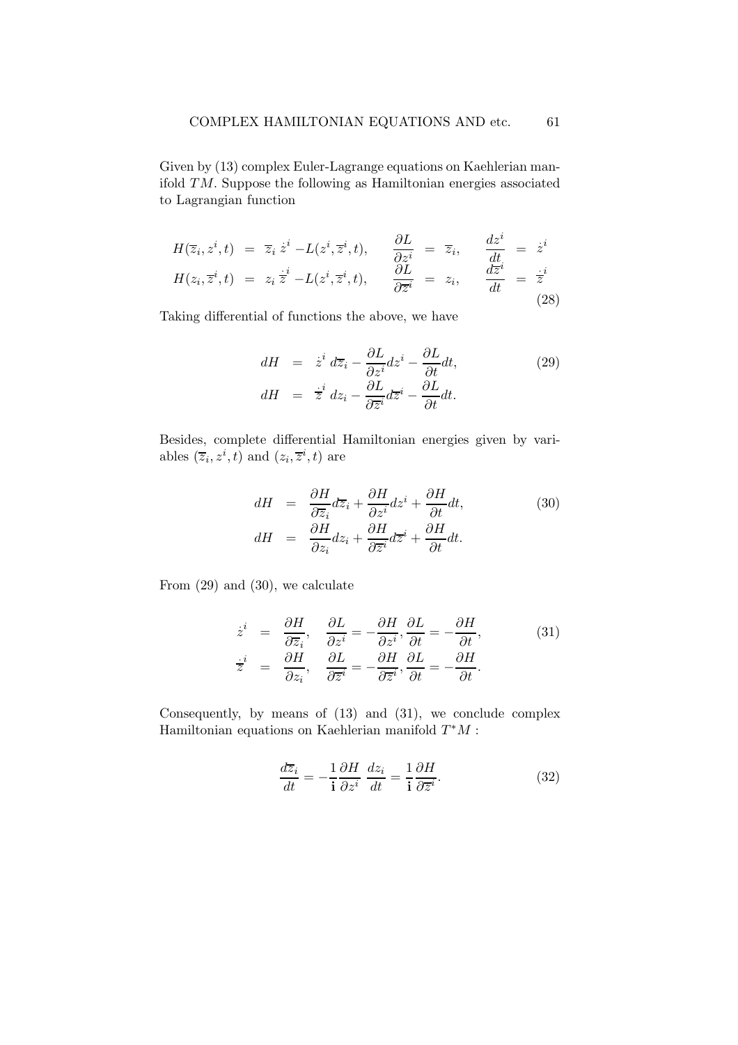Given by (13) complex Euler-Lagrange equations on Kaehlerian manifold $TM$. Suppose the following as Hamiltonian energies associated to Lagrangian function

$$
\begin{array}{rclcrclcrcl}
H(\overline{z}_i, z^i, t) & = & \overline{z}_i \, \dot{z}^i - L(z^i, \overline{z}^i, t), & & \dfrac{\partial L}{\partial z^i} & = & \overline{z}_i, & & \dfrac{dz^i}{dt} & = & \dot{z}^i \\
H(z_i, \overline{z}^i, t) & = & z_i \, \dot{\overline{z}}^i - L(z^i, \overline{z}^i, t), & & \dfrac{\partial L}{\partial \overline{z}^i} & = & z_i, & & \dfrac{d\overline{z}^i}{dt} & = & \dot{\overline{z}}^i
\end{array}
\quad (28)
$$

Taking differential of functions the above, we have

$$
\begin{array}{rcl}
dH & = & \dot{z}^i \, d\overline{z}_i - \dfrac{\partial L}{\partial z^i} dz^i - \dfrac{\partial L}{\partial t} dt, \\
dH & = & \dot{\overline{z}}^i \, dz_i - \dfrac{\partial L}{\partial \overline{z}^i} d\overline{z}^i - \dfrac{\partial L}{\partial t} dt.
\end{array}
\quad (29)
$$

Besides, complete differential Hamiltonian energies given by variables $(\overline{z}_i, z^i, t)$ and $(z_i, \overline{z}^i, t)$ are

$$
\begin{array}{rcl}
dH & = & \dfrac{\partial H}{\partial \overline{z}_i} d\overline{z}_i + \dfrac{\partial H}{\partial z^i} dz^i + \dfrac{\partial H}{\partial t} dt, \\
dH & = & \dfrac{\partial H}{\partial z_i} dz_i + \dfrac{\partial H}{\partial \overline{z}^i} d\overline{z}^i + \dfrac{\partial H}{\partial t} dt.
\end{array}
\quad (30)
$$

From (29) and (30), we calculate

$$
\begin{array}{rcl}
\dot{z}^i & = & \dfrac{\partial H}{\partial \overline{z}_i}, \quad \dfrac{\partial L}{\partial z^i} = -\dfrac{\partial H}{\partial z^i}, \dfrac{\partial L}{\partial t} = -\dfrac{\partial H}{\partial t}, \\
\dot{\overline{z}}^i & = & \dfrac{\partial H}{\partial z_i}, \quad \dfrac{\partial L}{\partial \overline{z}^i} = -\dfrac{\partial H}{\partial \overline{z}^i}, \dfrac{\partial L}{\partial t} = -\dfrac{\partial H}{\partial t}.
\end{array}
\quad (31)
$$

Consequently, by means of (13) and (31), we conclude complex Hamiltonian equations on Kaehlerian manifold $T^*M$ :

$$
\frac{d\overline{z}_i}{dt} = -\frac{1}{\mathbf{i}} \frac{\partial H}{\partial z^i} \;\; \frac{dz_i}{dt} = \frac{1}{\mathbf{i}} \frac{\partial H}{\partial \overline{z}^i}. \quad (32)
$$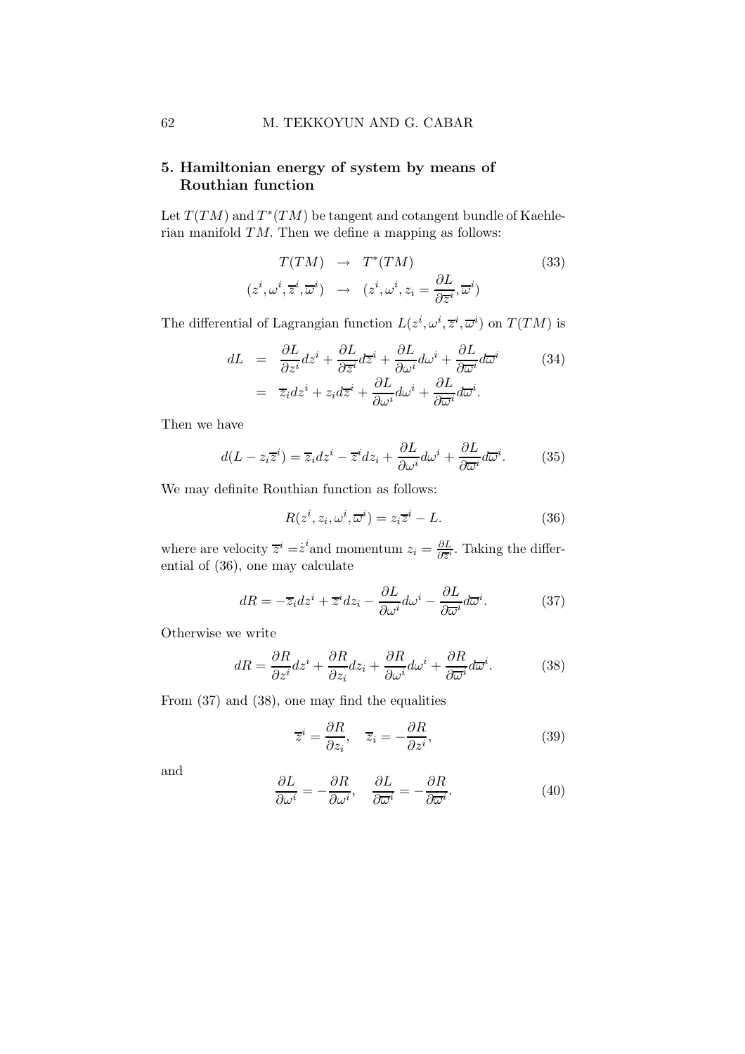## 5. Hamiltonian energy of system by means of Routhian function

Let $T(TM)$ and $T^*(TM)$ be tangent and cotangent bundle of Kaehlerian manifold $TM$. Then we define a mapping as follows:

$$
\begin{array}{rcl}
T(TM) & \rightarrow & T^*(TM) \\
(z^i, \omega^i, \overline{z}^i, \overline{\omega}^i) & \rightarrow & (z^i, \omega^i, z_i = \dfrac{\partial L}{\partial \overline{z}^i}, \overline{\omega}^i)
\end{array}
\tag{33}
$$

The differential of Lagrangian function $L(z^i, \omega^i, \overline{z}^i, \overline{\omega}^i)$ on $T(TM)$ is

$$
\begin{aligned}
dL &= \frac{\partial L}{\partial z^i} dz^i + \frac{\partial L}{\partial \overline{z}^i} d\overline{z}^i + \frac{\partial L}{\partial \omega^i} d\omega^i + \frac{\partial L}{\partial \overline{\omega}^i} d\overline{\omega}^i \\
&= \overline{z}_i dz^i + z_i d\overline{z}^i + \frac{\partial L}{\partial \omega^i} d\omega^i + \frac{\partial L}{\partial \overline{\omega}^i} d\overline{\omega}^i .
\end{aligned}
\tag{34}
$$

Then we have

$$
d(L - z_i \overline{z}^i) = \overline{z}_i dz^i - \overline{z}^i dz_i + \frac{\partial L}{\partial \omega^i} d\omega^i + \frac{\partial L}{\partial \overline{\omega}^i} d\overline{\omega}^i . \tag{35}
$$

We may definite Routhian function as follows:

$$
R(z^i, z_i, \omega^i, \overline{\omega}^i) = z_i \overline{z}^i - L. \tag{36}
$$

where are velocity $\overline{z}^i = \dot{z}^i$ and momentum $z_i = \frac{\partial L}{\partial \overline{z}^i}$. Taking the differential of (36), one may calculate

$$
dR = -\overline{z}_i dz^i + \overline{z}^i dz_i - \frac{\partial L}{\partial \omega^i} d\omega^i - \frac{\partial L}{\partial \overline{\omega}^i} d\overline{\omega}^i . \tag{37}
$$

Otherwise we write

$$
dR = \frac{\partial R}{\partial z^i} dz^i + \frac{\partial R}{\partial z_i} dz_i + \frac{\partial R}{\partial \omega^i} d\omega^i + \frac{\partial R}{\partial \overline{\omega}^i} d\overline{\omega}^i . \tag{38}
$$

From (37) and (38), one may find the equalities

$$
\overline{z}^i = \frac{\partial R}{\partial z_i}, \quad \overline{z}_i = -\frac{\partial R}{\partial z^i}, \tag{39}
$$

and

$$
\frac{\partial L}{\partial \omega^i} = -\frac{\partial R}{\partial \omega^i}, \quad \frac{\partial L}{\partial \overline{\omega}^i} = -\frac{\partial R}{\partial \overline{\omega}^i}. \tag{40}
$$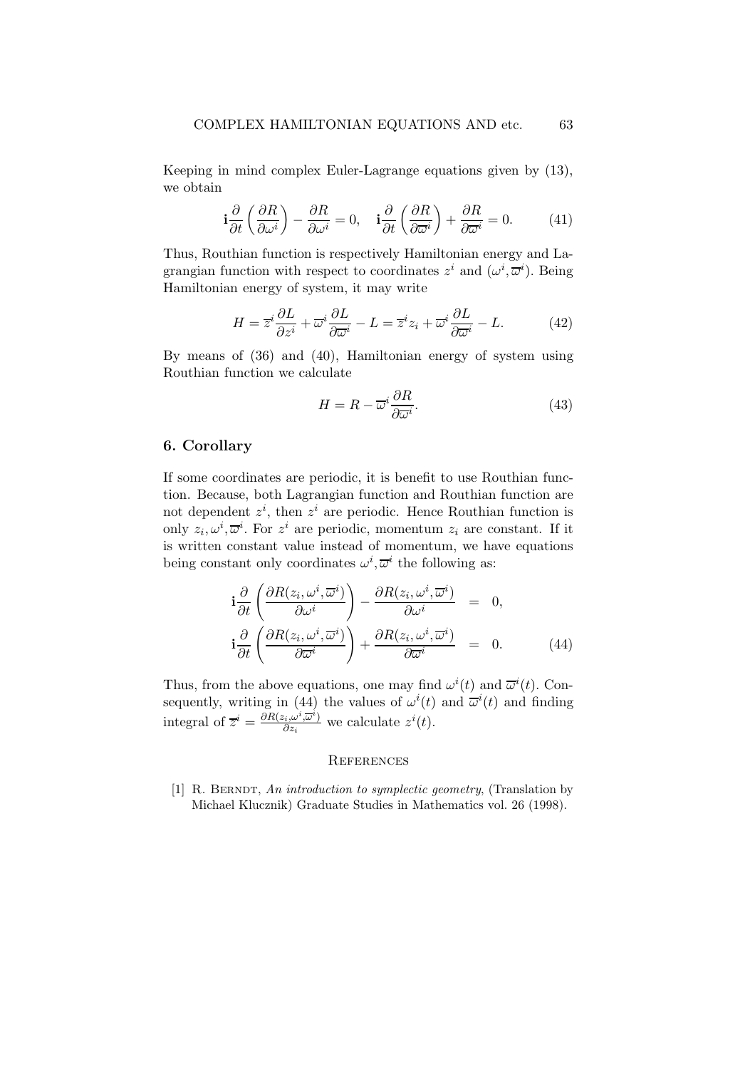Keeping in mind complex Euler-Lagrange equations given by (13), we obtain

$$\mathbf{i}\frac{\partial}{\partial t}\left(\frac{\partial R}{\partial \omega^i}\right) - \frac{\partial R}{\partial \omega^i} = 0, \quad \mathbf{i}\frac{\partial}{\partial t}\left(\frac{\partial R}{\partial \overline{\omega}^i}\right) + \frac{\partial R}{\partial \overline{\omega}^i} = 0. \tag{41}$$

Thus, Routhian function is respectively Hamiltonian energy and Lagrangian function with respect to coordinates $z^i$ and $(\omega^i, \overline{\omega}^i)$. Being Hamiltonian energy of system, it may write

$$H = \overline{z}^i \frac{\partial L}{\partial z^i} + \overline{\omega}^i \frac{\partial L}{\partial \overline{\omega}^i} - L = \overline{z}^i z_i + \overline{\omega}^i \frac{\partial L}{\partial \overline{\omega}^i} - L. \tag{42}$$

By means of (36) and (40), Hamiltonian energy of system using Routhian function we calculate

$$H = R - \overline{\omega}^i \frac{\partial R}{\partial \overline{\omega}^i}. \tag{43}$$

## 6. Corollary

If some coordinates are periodic, it is benefit to use Routhian function. Because, both Lagrangian function and Routhian function are not dependent $z^i$, then $z^i$ are periodic. Hence Routhian function is only $z_i, \omega^i, \overline{\omega}^i$. For $z^i$ are periodic, momentum $z_i$ are constant. If it is written constant value instead of momentum, we have equations being constant only coordinates $\omega^i, \overline{\omega}^i$ the following as:

$$\begin{aligned}
\mathbf{i}\frac{\partial}{\partial t}\left(\frac{\partial R(z_i, \omega^i, \overline{\omega}^i)}{\partial \omega^i}\right) - \frac{\partial R(z_i, \omega^i, \overline{\omega}^i)}{\partial \omega^i} &= 0, \\
\mathbf{i}\frac{\partial}{\partial t}\left(\frac{\partial R(z_i, \omega^i, \overline{\omega}^i)}{\partial \overline{\omega}^i}\right) + \frac{\partial R(z_i, \omega^i, \overline{\omega}^i)}{\partial \overline{\omega}^i} &= 0.
\end{aligned} \tag{44}$$

Thus, from the above equations, one may find $\omega^i(t)$ and $\overline{\omega}^i(t)$. Consequently, writing in (44) the values of $\omega^i(t)$ and $\overline{\omega}^i(t)$ and finding integral of $\overline{z}^i = \frac{\partial R(z_i, \omega^i, \overline{\omega}^i)}{\partial z_i}$ we calculate $z^i(t)$.

## References

[1] R. Berndt, *An introduction to symplectic geometry*, (Translation by Michael Klucznik) Graduate Studies in Mathematics vol. 26 (1998).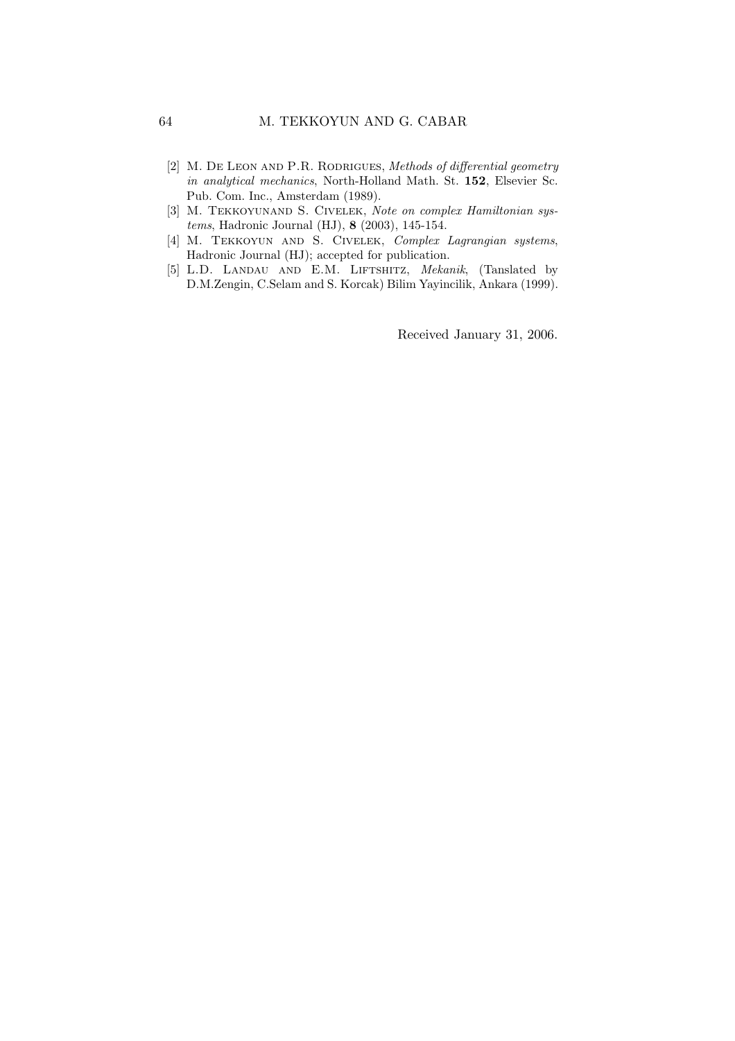[2] M. De Leon and P.R. Rodrigues, *Methods of differential geometry in analytical mechanics*, North-Holland Math. St. **152**, Elsevier Sc. Pub. Com. Inc., Amsterdam (1989).

[3] M. Tekkoyunand S. Civelek, *Note on complex Hamiltonian systems*, Hadronic Journal (HJ), **8** (2003), 145-154.

[4] M. Tekkoyun and S. Civelek, *Complex Lagrangian systems*, Hadronic Journal (HJ); accepted for publication.

[5] L.D. Landau and E.M. Liftshitz, *Mekanik*, (Tanslated by D.M.Zengin, C.Selam and S. Korcak) Bilim Yayincilik, Ankara (1999).

Received January 31, 2006.